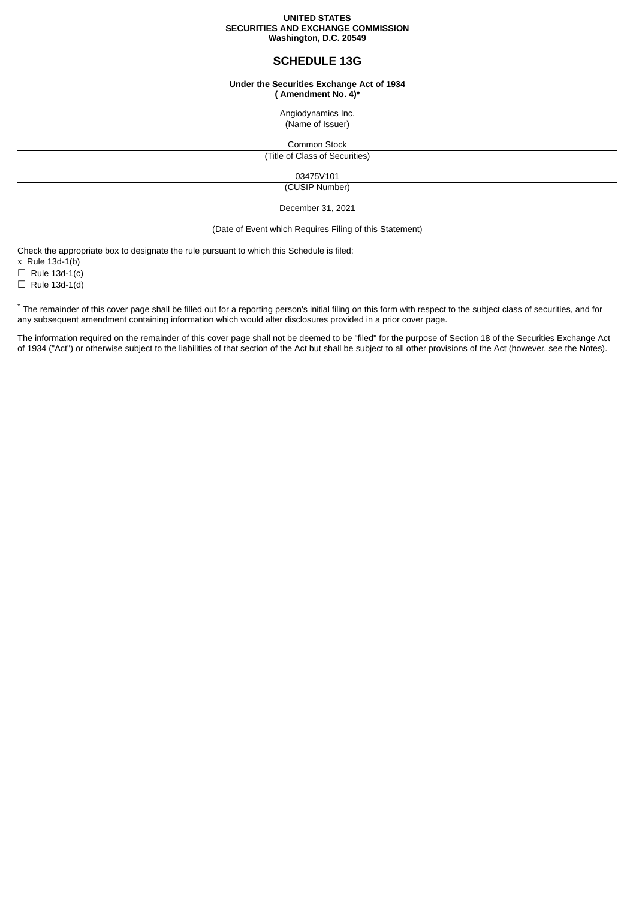**UNITED STATES**
**SECURITIES AND EXCHANGE COMMISSION**
**Washington, D.C. 20549**

# SCHEDULE 13G

**Under the Securities Exchange Act of 1934**
**( Amendment No. 4)***

Angiodynamics Inc.
(Name of Issuer)

Common Stock
(Title of Class of Securities)

03475V101
(CUSIP Number)

December 31, 2021

(Date of Event which Requires Filing of this Statement)

Check the appropriate box to designate the rule pursuant to which this Schedule is filed:

x Rule 13d-1(b)
☐ Rule 13d-1(c)
☐ Rule 13d-1(d)

* The remainder of this cover page shall be filled out for a reporting person's initial filing on this form with respect to the subject class of securities, and for any subsequent amendment containing information which would alter disclosures provided in a prior cover page.

The information required on the remainder of this cover page shall not be deemed to be "filed" for the purpose of Section 18 of the Securities Exchange Act of 1934 ("Act") or otherwise subject to the liabilities of that section of the Act but shall be subject to all other provisions of the Act (however, see the Notes).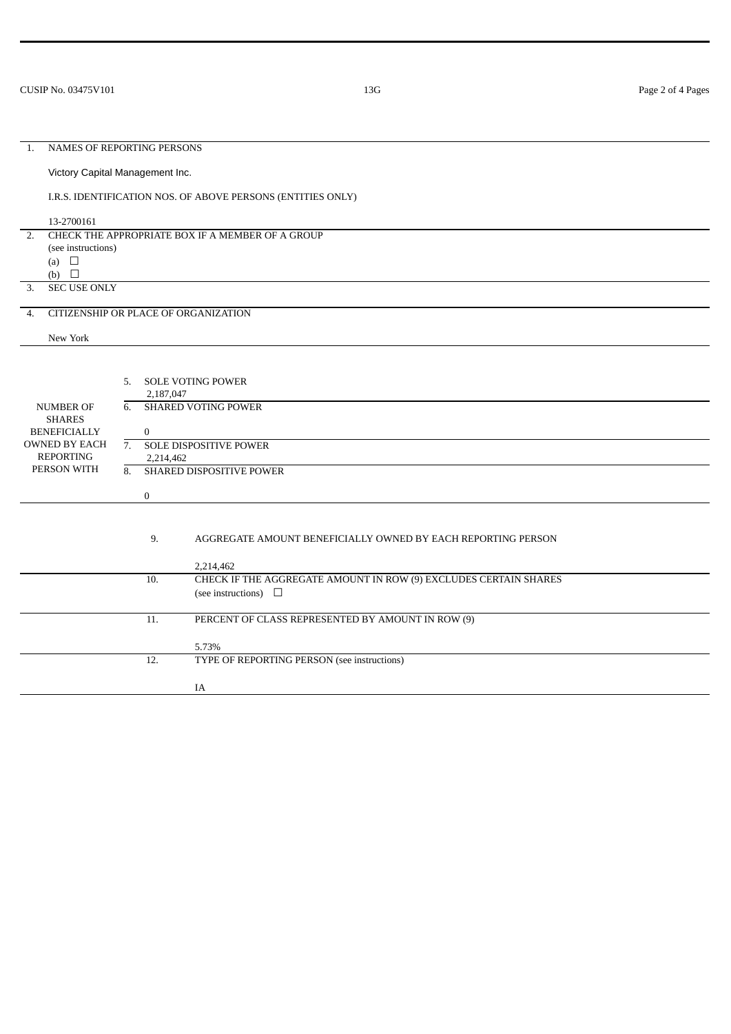CUSIP No. 03475V101 13G

| | | |
|---|---|---|
| 1. | NAMES OF REPORTING PERSONS<br><br>Victory Capital Management Inc.<br><br>I.R.S. IDENTIFICATION NOS. OF ABOVE PERSONS (ENTITIES ONLY)<br><br>13-2700161 | |
| 2. | CHECK THE APPROPRIATE BOX IF A MEMBER OF A GROUP<br>(see instructions)<br>(a) ☐<br>(b) ☐ | |
| 3. | SEC USE ONLY | |
| 4. | CITIZENSHIP OR PLACE OF ORGANIZATION<br><br>New York | |

| NUMBER OF SHARES BENEFICIALLY OWNED BY EACH REPORTING PERSON WITH | | |
|---|---|---|
| | 5. | SOLE VOTING POWER<br>2,187,047 |
| | 6. | SHARED VOTING POWER<br><br>0 |
| | 7. | SOLE DISPOSITIVE POWER<br>2,214,462 |
| | 8. | SHARED DISPOSITIVE POWER<br><br>0 |

| | |
|---|---|
| 9. | AGGREGATE AMOUNT BENEFICIALLY OWNED BY EACH REPORTING PERSON<br><br>2,214,462 |
| 10. | CHECK IF THE AGGREGATE AMOUNT IN ROW (9) EXCLUDES CERTAIN SHARES<br>(see instructions) ☐ |
| 11. | PERCENT OF CLASS REPRESENTED BY AMOUNT IN ROW (9)<br><br>5.73% |
| 12. | TYPE OF REPORTING PERSON (see instructions)<br><br>IA |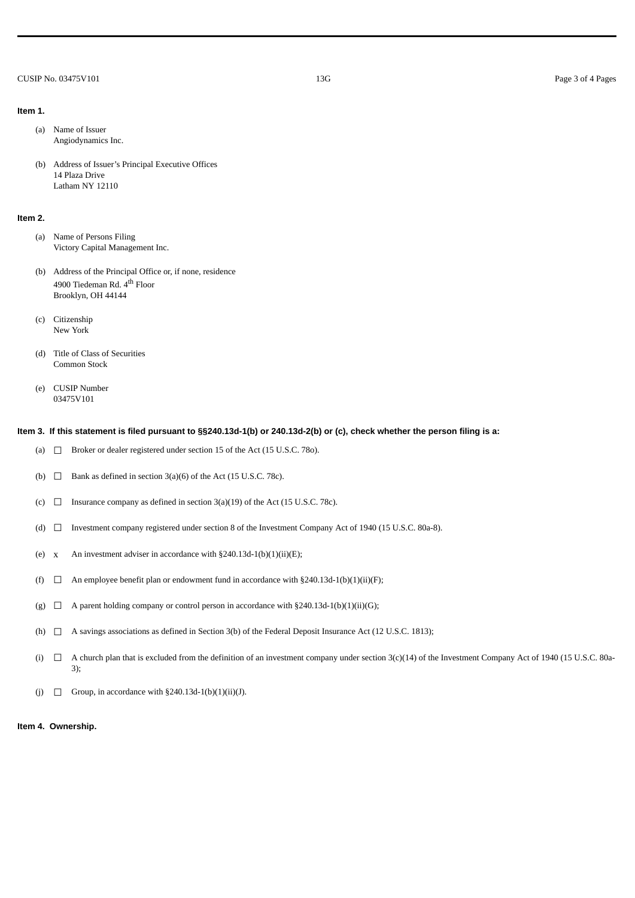**Item 1.**

(a) Name of Issuer
Angiodynamics Inc.

(b) Address of Issuer's Principal Executive Offices
14 Plaza Drive
Latham NY 12110

**Item 2.**

(a) Name of Persons Filing
Victory Capital Management Inc.

(b) Address of the Principal Office or, if none, residence
4900 Tiedeman Rd. 4th Floor
Brooklyn, OH 44144

(c) Citizenship
New York

(d) Title of Class of Securities
Common Stock

(e) CUSIP Number
03475V101

**Item 3. If this statement is filed pursuant to §§240.13d-1(b) or 240.13d-2(b) or (c), check whether the person filing is a:**

(a) ☐ Broker or dealer registered under section 15 of the Act (15 U.S.C. 78o).

(b) ☐ Bank as defined in section 3(a)(6) of the Act (15 U.S.C. 78c).

(c) ☐ Insurance company as defined in section 3(a)(19) of the Act (15 U.S.C. 78c).

(d) ☐ Investment company registered under section 8 of the Investment Company Act of 1940 (15 U.S.C. 80a-8).

(e) x An investment adviser in accordance with §240.13d-1(b)(1)(ii)(E);

(f) ☐ An employee benefit plan or endowment fund in accordance with §240.13d-1(b)(1)(ii)(F);

(g) ☐ A parent holding company or control person in accordance with §240.13d-1(b)(1)(ii)(G);

(h) ☐ A savings associations as defined in Section 3(b) of the Federal Deposit Insurance Act (12 U.S.C. 1813);

(i) ☐ A church plan that is excluded from the definition of an investment company under section 3(c)(14) of the Investment Company Act of 1940 (15 U.S.C. 80a-3);

(j) ☐ Group, in accordance with §240.13d-1(b)(1)(ii)(J).

**Item 4. Ownership.**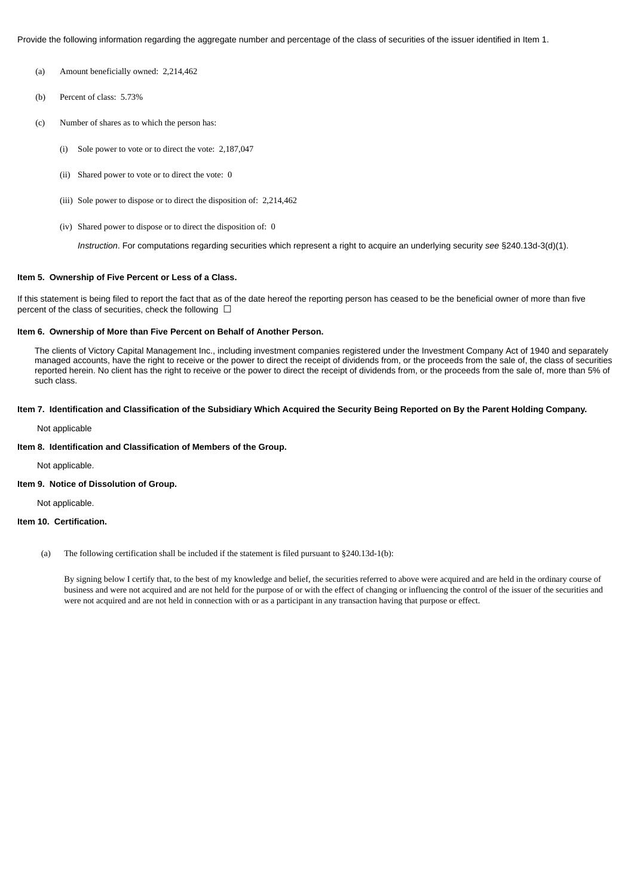Provide the following information regarding the aggregate number and percentage of the class of securities of the issuer identified in Item 1.

(a) Amount beneficially owned: 2,214,462

(b) Percent of class: 5.73%

(c) Number of shares as to which the person has:

(i) Sole power to vote or to direct the vote: 2,187,047

(ii) Shared power to vote or to direct the vote: 0

(iii) Sole power to dispose or to direct the disposition of: 2,214,462

(iv) Shared power to dispose or to direct the disposition of: 0

*Instruction*. For computations regarding securities which represent a right to acquire an underlying security *see* §240.13d-3(d)(1).

**Item 5. Ownership of Five Percent or Less of a Class.**

If this statement is being filed to report the fact that as of the date hereof the reporting person has ceased to be the beneficial owner of more than five percent of the class of securities, check the following ☐

**Item 6. Ownership of More than Five Percent on Behalf of Another Person.**

The clients of Victory Capital Management Inc., including investment companies registered under the Investment Company Act of 1940 and separately managed accounts, have the right to receive or the power to direct the receipt of dividends from, or the proceeds from the sale of, the class of securities reported herein. No client has the right to receive or the power to direct the receipt of dividends from, or the proceeds from the sale of, more than 5% of such class.

**Item 7. Identification and Classification of the Subsidiary Which Acquired the Security Being Reported on By the Parent Holding Company.**

Not applicable

**Item 8. Identification and Classification of Members of the Group.**

Not applicable.

**Item 9. Notice of Dissolution of Group.**

Not applicable.

**Item 10. Certification.**

(a) The following certification shall be included if the statement is filed pursuant to §240.13d-1(b):

By signing below I certify that, to the best of my knowledge and belief, the securities referred to above were acquired and are held in the ordinary course of business and were not acquired and are not held for the purpose of or with the effect of changing or influencing the control of the issuer of the securities and were not acquired and are not held in connection with or as a participant in any transaction having that purpose or effect.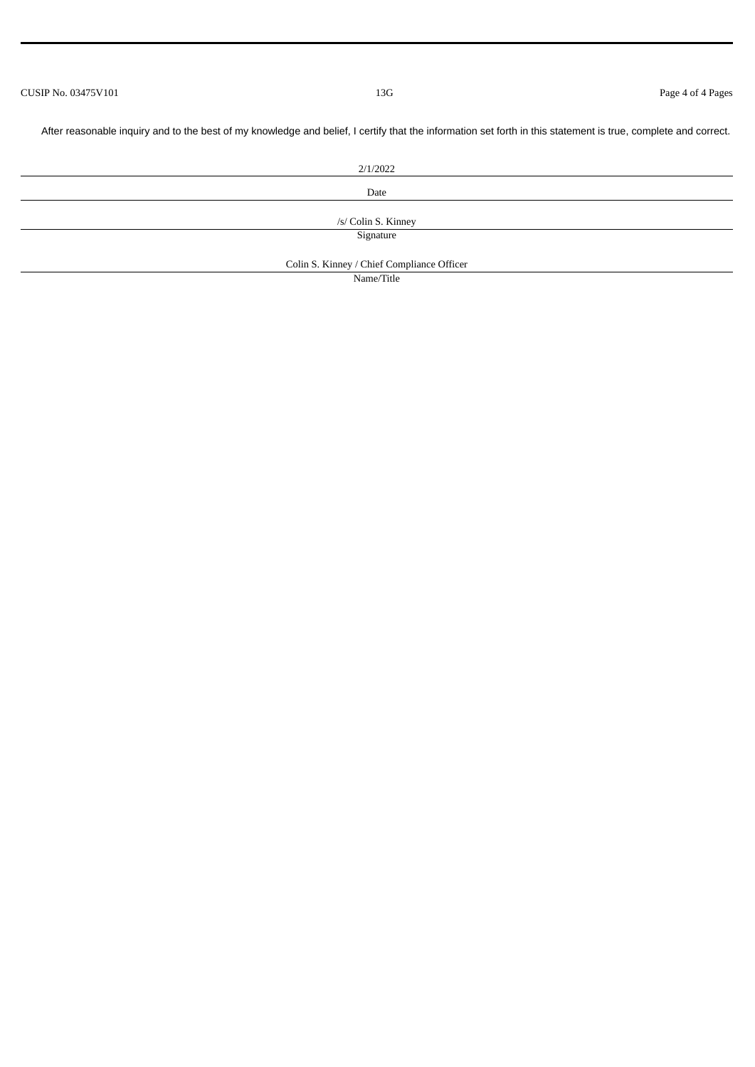After reasonable inquiry and to the best of my knowledge and belief, I certify that the information set forth in this statement is true, complete and correct.

2/1/2022

Date

/s/ Colin S. Kinney

Signature

Colin S. Kinney / Chief Compliance Officer

Name/Title